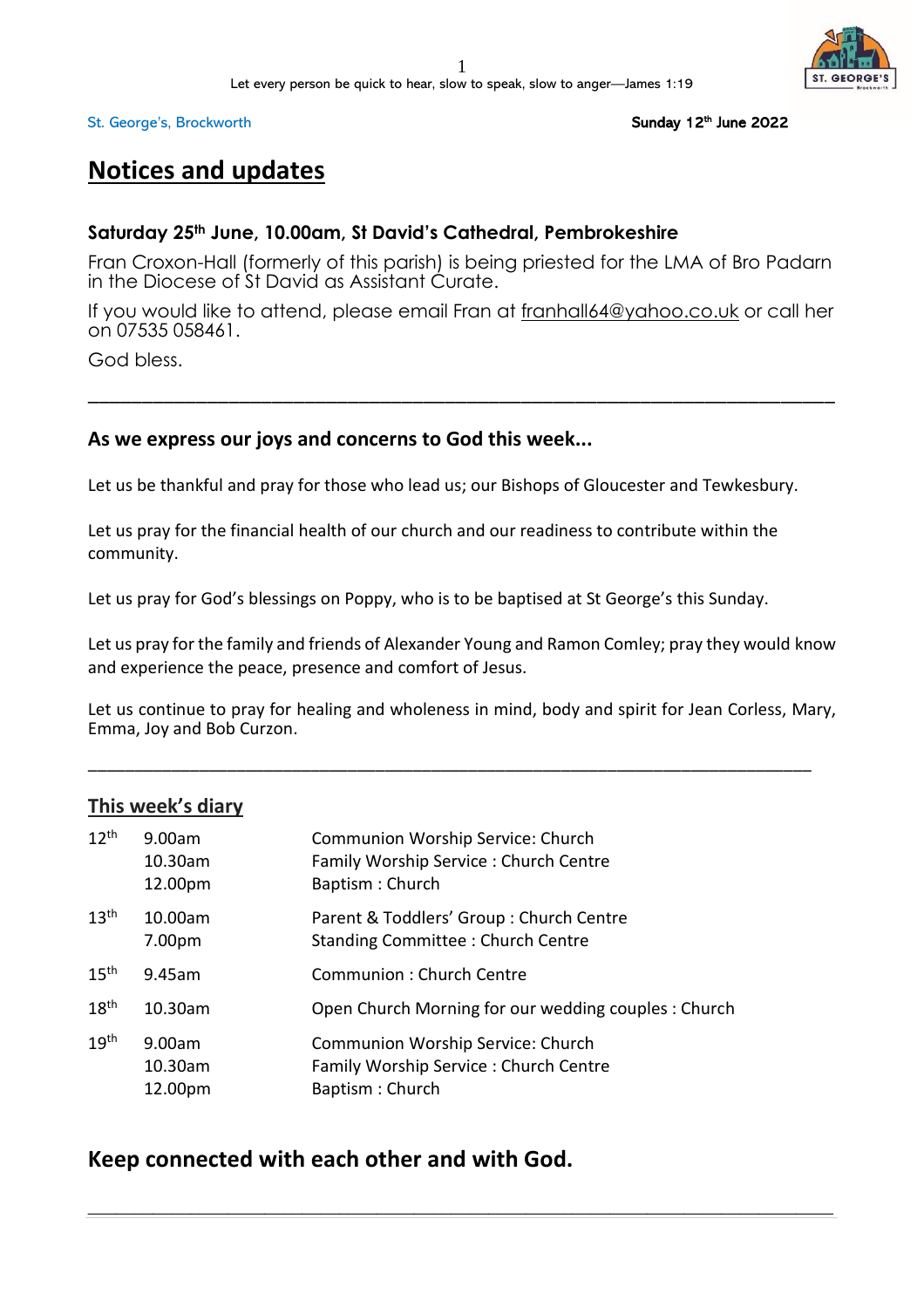Let every person be quick to hear, slow to speak, slow to anger—James 1:19

St. George's, Brockworth

**Sunday 12th June 2022**

# Notices and updates

### Saturday 25th June, 10.00am, St David's Cathedral, Pembrokeshire

Fran Croxon-Hall (formerly of this parish) is being priested for the LMA of Bro Padarn in the Diocese of St David as Assistant Curate.

If you would like to attend, please email Fran at franhall64@yahoo.co.uk or call her on 07535 058461.

God bless.

---

### As we express our joys and concerns to God this week...

Let us be thankful and pray for those who lead us; our Bishops of Gloucester and Tewkesbury.

Let us pray for the financial health of our church and our readiness to contribute within the community.

Let us pray for God's blessings on Poppy, who is to be baptised at St George's this Sunday.

Let us pray for the family and friends of Alexander Young and Ramon Comley; pray they would know and experience the peace, presence and comfort of Jesus.

Let us continue to pray for healing and wholeness in mind, body and spirit for Jean Corless, Mary, Emma, Joy and Bob Curzon.

---

## This week's diary

| Date | Time | Event |
|---|---|---|
| 12th | 9.00am | Communion Worship Service: Church |
| | 10.30am | Family Worship Service : Church Centre |
| | 12.00pm | Baptism : Church |
| 13th | 10.00am | Parent & Toddlers' Group : Church Centre |
| | 7.00pm | Standing Committee : Church Centre |
| 15th | 9.45am | Communion : Church Centre |
| 18th | 10.30am | Open Church Morning for our wedding couples : Church |
| 19th | 9.00am | Communion Worship Service: Church |
| | 10.30am | Family Worship Service : Church Centre |
| | 12.00pm | Baptism : Church |

## Keep connected with each other and with God.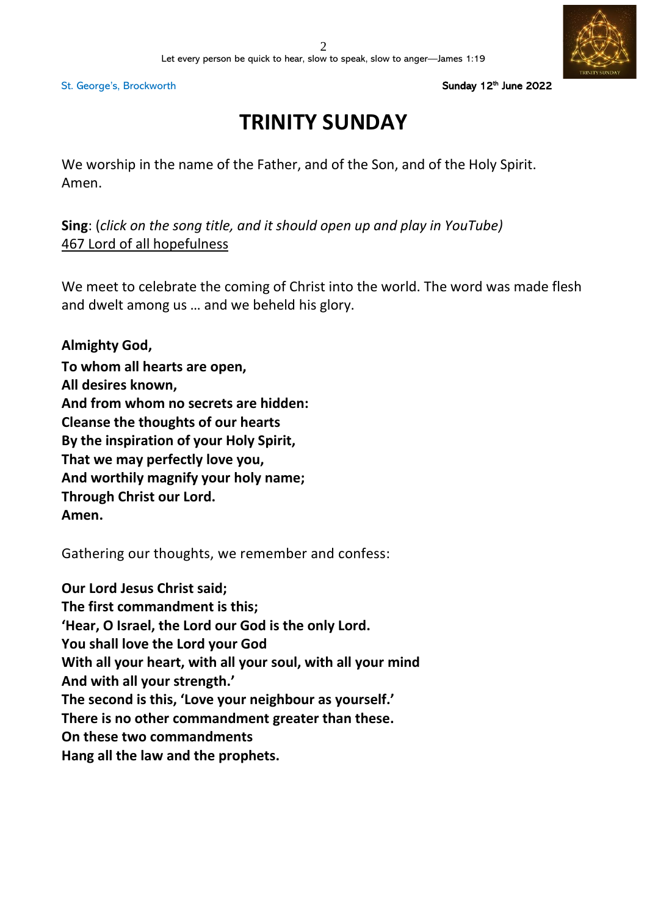# TRINITY SUNDAY

We worship in the name of the Father, and of the Son, and of the Holy Spirit.
Amen.

**Sing**: (*click on the song title, and it should open up and play in YouTube*)
467 Lord of all hopefulness

We meet to celebrate the coming of Christ into the world. The word was made flesh and dwelt among us … and we beheld his glory.

**Almighty God,**
**To whom all hearts are open,**
**All desires known,**
**And from whom no secrets are hidden:**
**Cleanse the thoughts of our hearts**
**By the inspiration of your Holy Spirit,**
**That we may perfectly love you,**
**And worthily magnify your holy name;**
**Through Christ our Lord.**
**Amen.**

Gathering our thoughts, we remember and confess:

**Our Lord Jesus Christ said;**
**The first commandment is this;**
**'Hear, O Israel, the Lord our God is the only Lord.**
**You shall love the Lord your God**
**With all your heart, with all your soul, with all your mind**
**And with all your strength.'**
**The second is this, 'Love your neighbour as yourself.'**
**There is no other commandment greater than these.**
**On these two commandments**
**Hang all the law and the prophets.**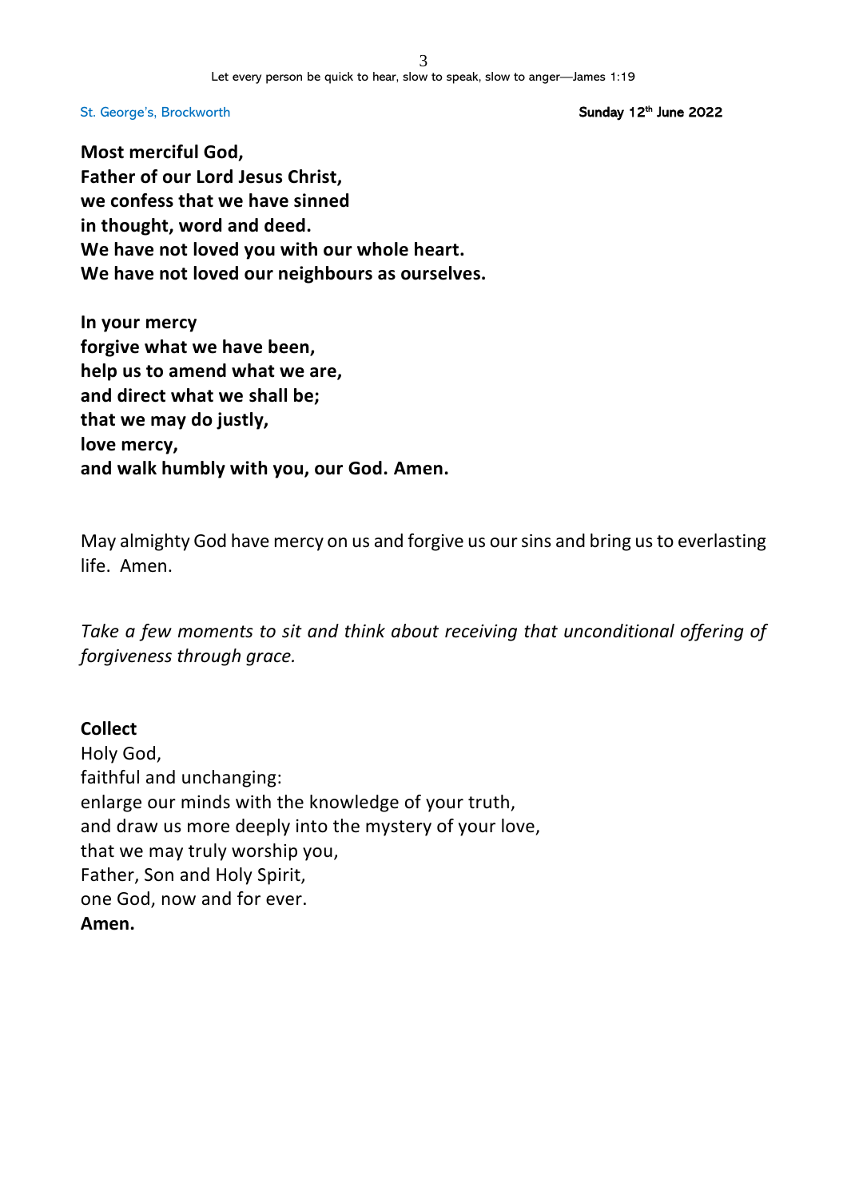**Most merciful God,**
**Father of our Lord Jesus Christ,**
**we confess that we have sinned**
**in thought, word and deed.**
**We have not loved you with our whole heart.**
**We have not loved our neighbours as ourselves.**

**In your mercy**
**forgive what we have been,**
**help us to amend what we are,**
**and direct what we shall be;**
**that we may do justly,**
**love mercy,**
**and walk humbly with you, our God. Amen.**

May almighty God have mercy on us and forgive us our sins and bring us to everlasting life. Amen.

*Take a few moments to sit and think about receiving that unconditional offering of forgiveness through grace.*

**Collect**

Holy God,
faithful and unchanging:
enlarge our minds with the knowledge of your truth,
and draw us more deeply into the mystery of your love,
that we may truly worship you,
Father, Son and Holy Spirit,
one God, now and for ever.
**Amen.**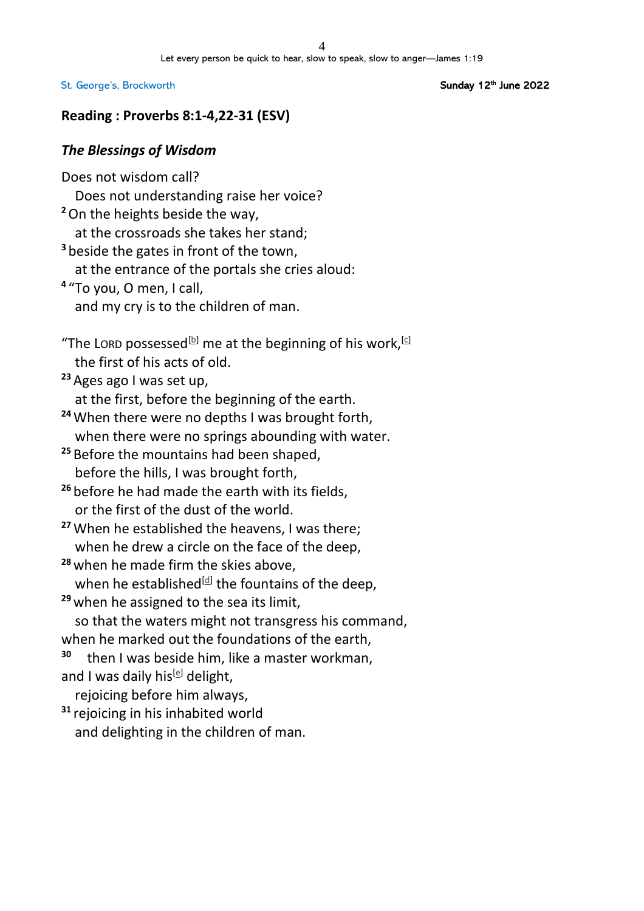St. George's, Brockworth **Sunday 12th June 2022**

## Reading : Proverbs 8:1-4,22-31 (ESV)

### *The Blessings of Wisdom*

Does not wisdom call?
  Does not understanding raise her voice?
[2] On the heights beside the way,
  at the crossroads she takes her stand;
[3] beside the gates in front of the town,
  at the entrance of the portals she cries aloud:
[4] "To you, O men, I call,
  and my cry is to the children of man.

"The LORD possessed[b] me at the beginning of his work,[c]
  the first of his acts of old.
[23] Ages ago I was set up,
  at the first, before the beginning of the earth.
[24] When there were no depths I was brought forth,
  when there were no springs abounding with water.
[25] Before the mountains had been shaped,
  before the hills, I was brought forth,
[26] before he had made the earth with its fields,
  or the first of the dust of the world.
[27] When he established the heavens, I was there;
  when he drew a circle on the face of the deep,
[28] when he made firm the skies above,
  when he established[d] the fountains of the deep,
[29] when he assigned to the sea its limit,
  so that the waters might not transgress his command,
when he marked out the foundations of the earth,
[30]   then I was beside him, like a master workman,
and I was daily his[e] delight,
  rejoicing before him always,
[31] rejoicing in his inhabited world
  and delighting in the children of man.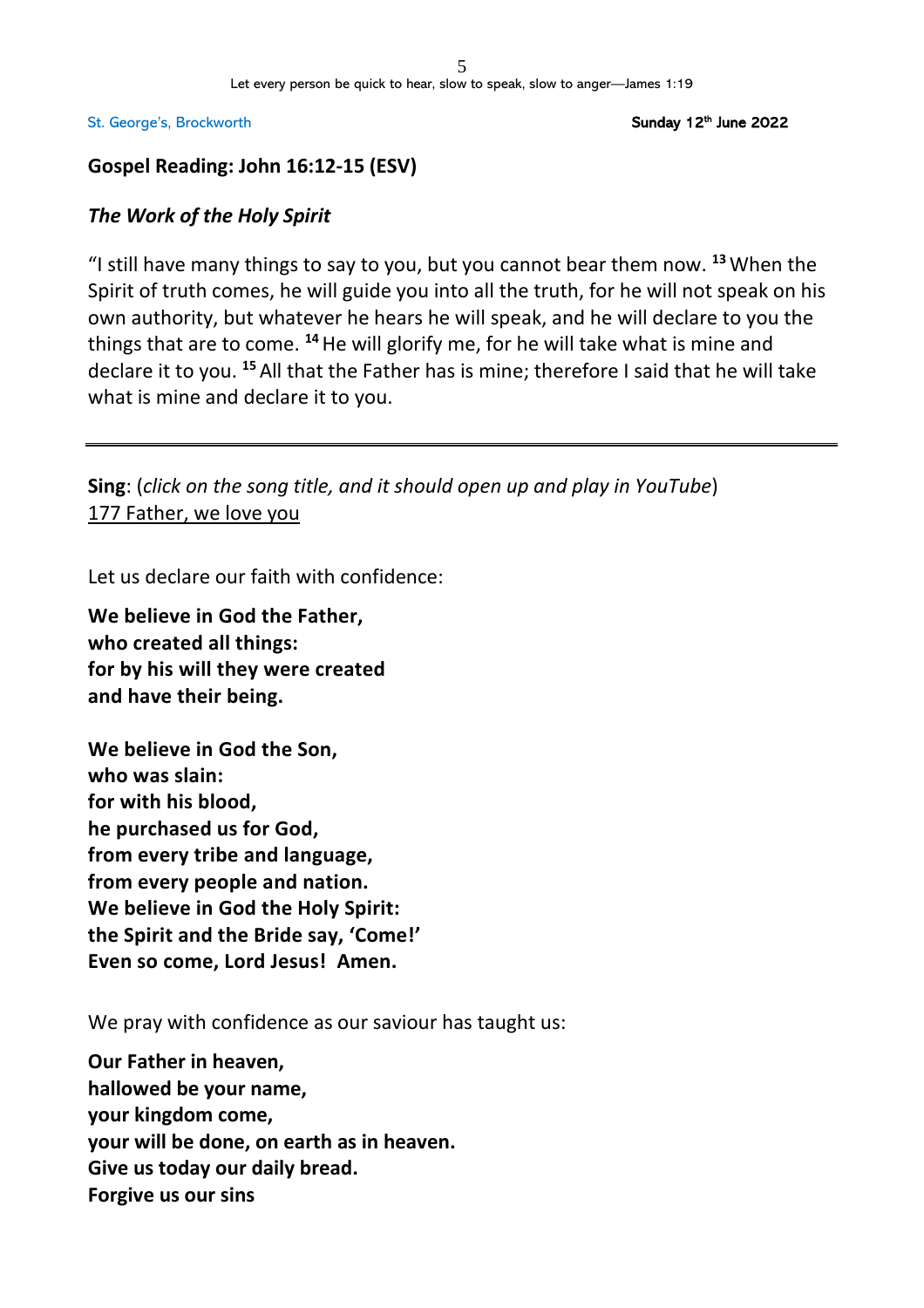## Gospel Reading: John 16:12-15 (ESV)

### *The Work of the Holy Spirit*

"I still have many things to say to you, but you cannot bear them now. [13] When the Spirit of truth comes, he will guide you into all the truth, for he will not speak on his own authority, but whatever he hears he will speak, and he will declare to you the things that are to come. [14] He will glorify me, for he will take what is mine and declare it to you. [15] All that the Father has is mine; therefore I said that he will take what is mine and declare it to you.

---

**Sing**: (*click on the song title, and it should open up and play in YouTube*)
177 Father, we love you

Let us declare our faith with confidence:

**We believe in God the Father,**
**who created all things:**
**for by his will they were created**
**and have their being.**

**We believe in God the Son,**
**who was slain:**
**for with his blood,**
**he purchased us for God,**
**from every tribe and language,**
**from every people and nation.**
**We believe in God the Holy Spirit:**
**the Spirit and the Bride say, 'Come!'**
**Even so come, Lord Jesus! Amen.**

We pray with confidence as our saviour has taught us:

**Our Father in heaven,**
**hallowed be your name,**
**your kingdom come,**
**your will be done, on earth as in heaven.**
**Give us today our daily bread.**
**Forgive us our sins**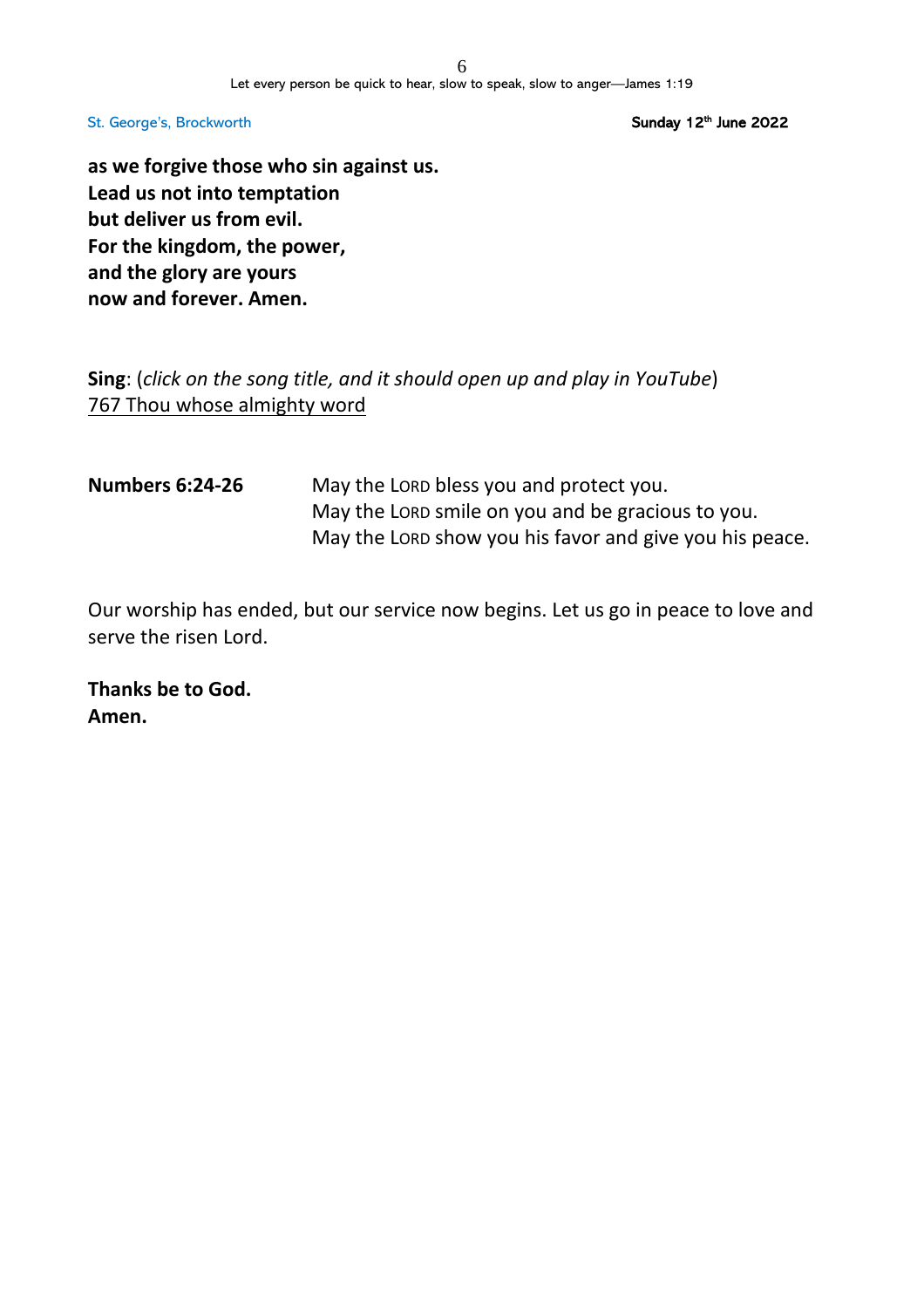**as we forgive those who sin against us.**
**Lead us not into temptation**
**but deliver us from evil.**
**For the kingdom, the power,**
**and the glory are yours**
**now and forever. Amen.**

**Sing**: (*click on the song title, and it should open up and play in YouTube*)
767 Thou whose almighty word

**Numbers 6:24-26** May the LORD bless you and protect you.
May the LORD smile on you and be gracious to you.
May the LORD show you his favor and give you his peace.

Our worship has ended, but our service now begins. Let us go in peace to love and serve the risen Lord.

**Thanks be to God.**
**Amen.**